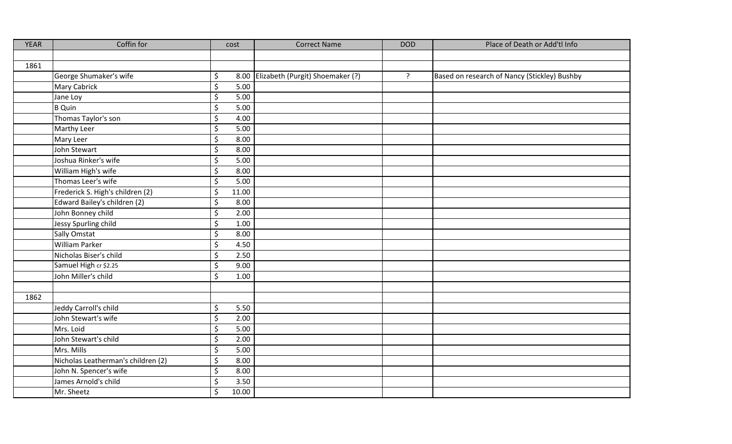| YEAR | Coffin for | cost | Correct Name | DOD | Place of Death or Add'tl Info |
|---|---|---|---|---|---|
| | | | | | |
| 1861 | | | | | |
| | George Shumaker's wife | $ 8.00 | Elizabeth (Purgit) Shoemaker (?) | ? | Based on research of Nancy (Stickley) Bushby |
| | Mary Cabrick | $ 5.00 | | | |
| | Jane Loy | $ 5.00 | | | |
| | B Quin | $ 5.00 | | | |
| | Thomas Taylor's son | $ 4.00 | | | |
| | Marthy Leer | $ 5.00 | | | |
| | Mary Leer | $ 8.00 | | | |
| | John Stewart | $ 8.00 | | | |
| | Joshua Rinker's wife | $ 5.00 | | | |
| | William High's wife | $ 8.00 | | | |
| | Thomas Leer's wife | $ 5.00 | | | |
| | Frederick S. High's children (2) | $ 11.00 | | | |
| | Edward Bailey's children (2) | $ 8.00 | | | |
| | John Bonney child | $ 2.00 | | | |
| | Jessy Spurling child | $ 1.00 | | | |
| | Sally Omstat | $ 8.00 | | | |
| | William Parker | $ 4.50 | | | |
| | Nicholas Biser's child | $ 2.50 | | | |
| | Samuel High cr $2.25 | $ 9.00 | | | |
| | John Miller's child | $ 1.00 | | | |
| | | | | | |
| 1862 | | | | | |
| | Jeddy Carroll's child | $ 5.50 | | | |
| | John Stewart's wife | $ 2.00 | | | |
| | Mrs. Loid | $ 5.00 | | | |
| | John Stewart's child | $ 2.00 | | | |
| | Mrs. Mills | $ 5.00 | | | |
| | Nicholas Leatherman's children (2) | $ 8.00 | | | |
| | John N. Spencer's wife | $ 8.00 | | | |
| | James Arnold's child | $ 3.50 | | | |
| | Mr. Sheetz | $ 10.00 | | | |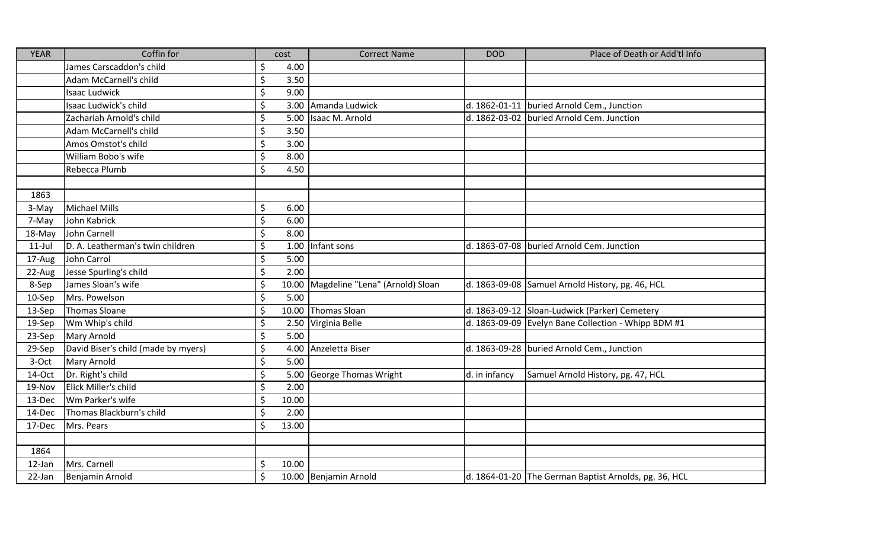| YEAR | Coffin for | cost | Correct Name | DOD | Place of Death or Add'tl Info |
|---|---|---|---|---|---|
| | James Carscaddon's child | $ 4.00 | | | |
| | Adam McCarnell's child | $ 3.50 | | | |
| | Isaac Ludwick | $ 9.00 | | | |
| | Isaac Ludwick's child | $ 3.00 | Amanda Ludwick | d. 1862-01-11 | buried Arnold Cem., Junction |
| | Zachariah Arnold's child | $ 5.00 | Isaac M. Arnold | d. 1862-03-02 | buried Arnold Cem. Junction |
| | Adam McCarnell's child | $ 3.50 | | | |
| | Amos Omstot's child | $ 3.00 | | | |
| | William Bobo's wife | $ 8.00 | | | |
| | Rebecca Plumb | $ 4.50 | | | |
| | | | | | |
| 1863 | | | | | |
| 3-May | Michael Mills | $ 6.00 | | | |
| 7-May | John Kabrick | $ 6.00 | | | |
| 18-May | John Carnell | $ 8.00 | | | |
| 11-Jul | D. A. Leatherman's twin children | $ 1.00 | Infant sons | d. 1863-07-08 | buried Arnold Cem. Junction |
| 17-Aug | John Carrol | $ 5.00 | | | |
| 22-Aug | Jesse Spurling's child | $ 2.00 | | | |
| 8-Sep | James Sloan's wife | $ 10.00 | Magdeline "Lena" (Arnold) Sloan | d. 1863-09-08 | Samuel Arnold History, pg. 46, HCL |
| 10-Sep | Mrs. Powelson | $ 5.00 | | | |
| 13-Sep | Thomas Sloane | $ 10.00 | Thomas Sloan | d. 1863-09-12 | Sloan-Ludwick (Parker) Cemetery |
| 19-Sep | Wm Whip's child | $ 2.50 | Virginia Belle | d. 1863-09-09 | Evelyn Bane Collection - Whipp BDM #1 |
| 23-Sep | Mary Arnold | $ 5.00 | | | |
| 29-Sep | David Biser's child (made by myers) | $ 4.00 | Anzeletta Biser | d. 1863-09-28 | buried Arnold Cem., Junction |
| 3-Oct | Mary Arnold | $ 5.00 | | | |
| 14-Oct | Dr. Right's child | $ 5.00 | George Thomas Wright | d. in infancy | Samuel Arnold History, pg. 47, HCL |
| 19-Nov | Elick Miller's child | $ 2.00 | | | |
| 13-Dec | Wm Parker's wife | $ 10.00 | | | |
| 14-Dec | Thomas Blackburn's child | $ 2.00 | | | |
| 17-Dec | Mrs. Pears | $ 13.00 | | | |
| | | | | | |
| 1864 | | | | | |
| 12-Jan | Mrs. Carnell | $ 10.00 | | | |
| 22-Jan | Benjamin Arnold | $ 10.00 | Benjamin Arnold | d. 1864-01-20 | The German Baptist Arnolds, pg. 36, HCL |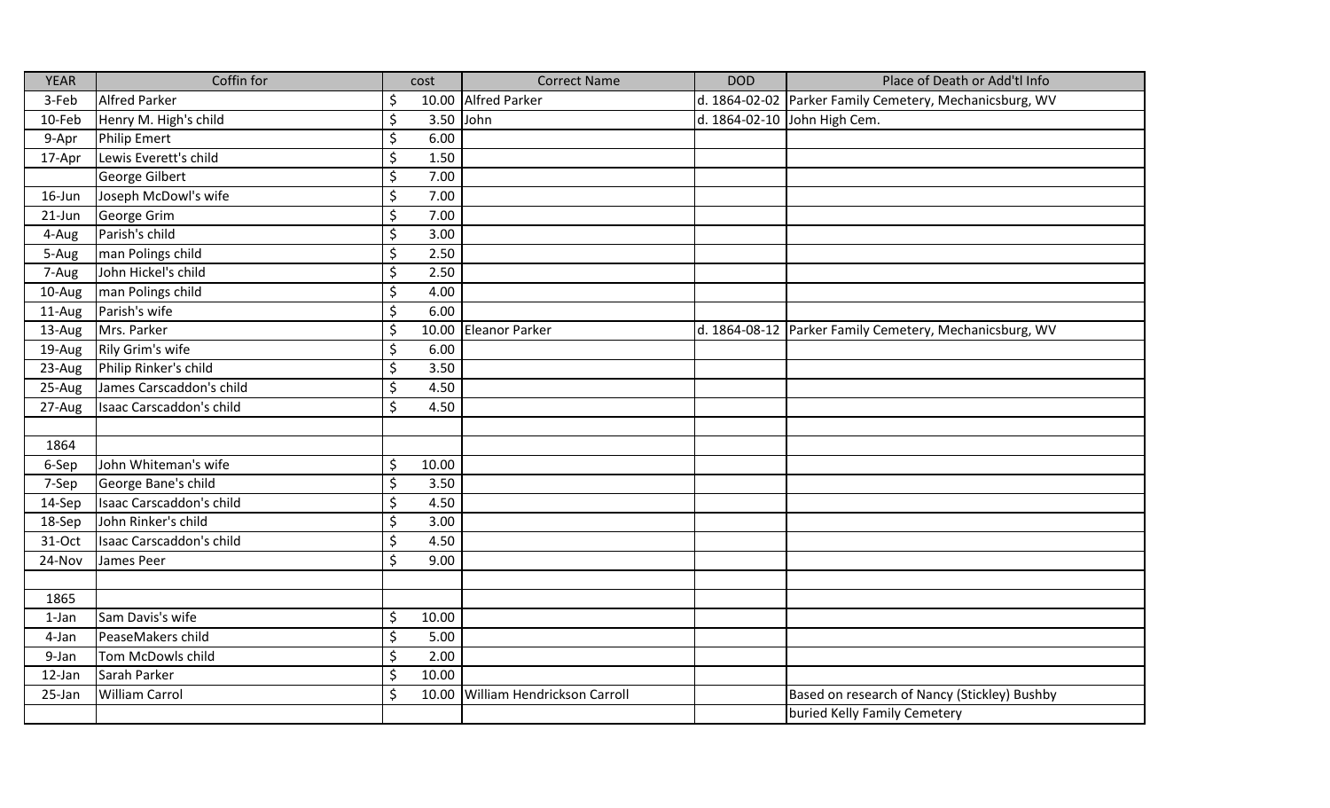| YEAR | Coffin for | cost | Correct Name | DOD | Place of Death or Add'tl Info |
|---|---|---|---|---|---|
| 3-Feb | Alfred Parker | $ 10.00 | Alfred Parker | d. 1864-02-02 | Parker Family Cemetery, Mechanicsburg, WV |
| 10-Feb | Henry M. High's child | $ 3.50 | John | d. 1864-02-10 | John High Cem. |
| 9-Apr | Philip Emert | $ 6.00 | | | |
| 17-Apr | Lewis Everett's child | $ 1.50 | | | |
| | George Gilbert | $ 7.00 | | | |
| 16-Jun | Joseph McDowl's wife | $ 7.00 | | | |
| 21-Jun | George Grim | $ 7.00 | | | |
| 4-Aug | Parish's child | $ 3.00 | | | |
| 5-Aug | man Polings child | $ 2.50 | | | |
| 7-Aug | John Hickel's child | $ 2.50 | | | |
| 10-Aug | man Polings child | $ 4.00 | | | |
| 11-Aug | Parish's wife | $ 6.00 | | | |
| 13-Aug | Mrs. Parker | $ 10.00 | Eleanor Parker | d. 1864-08-12 | Parker Family Cemetery, Mechanicsburg, WV |
| 19-Aug | Rily Grim's wife | $ 6.00 | | | |
| 23-Aug | Philip Rinker's child | $ 3.50 | | | |
| 25-Aug | James Carscaddon's child | $ 4.50 | | | |
| 27-Aug | Isaac Carscaddon's child | $ 4.50 | | | |
| | | | | | |
| 1864 | | | | | |
| 6-Sep | John Whiteman's wife | $ 10.00 | | | |
| 7-Sep | George Bane's child | $ 3.50 | | | |
| 14-Sep | Isaac Carscaddon's child | $ 4.50 | | | |
| 18-Sep | John Rinker's child | $ 3.00 | | | |
| 31-Oct | Isaac Carscaddon's child | $ 4.50 | | | |
| 24-Nov | James Peer | $ 9.00 | | | |
| | | | | | |
| 1865 | | | | | |
| 1-Jan | Sam Davis's wife | $ 10.00 | | | |
| 4-Jan | PeaseMakers child | $ 5.00 | | | |
| 9-Jan | Tom McDowls child | $ 2.00 | | | |
| 12-Jan | Sarah Parker | $ 10.00 | | | |
| 25-Jan | William Carrol | $ 10.00 | William Hendrickson Carroll | | Based on research of Nancy (Stickley) Bushby |
| | | | | | buried Kelly Family Cemetery |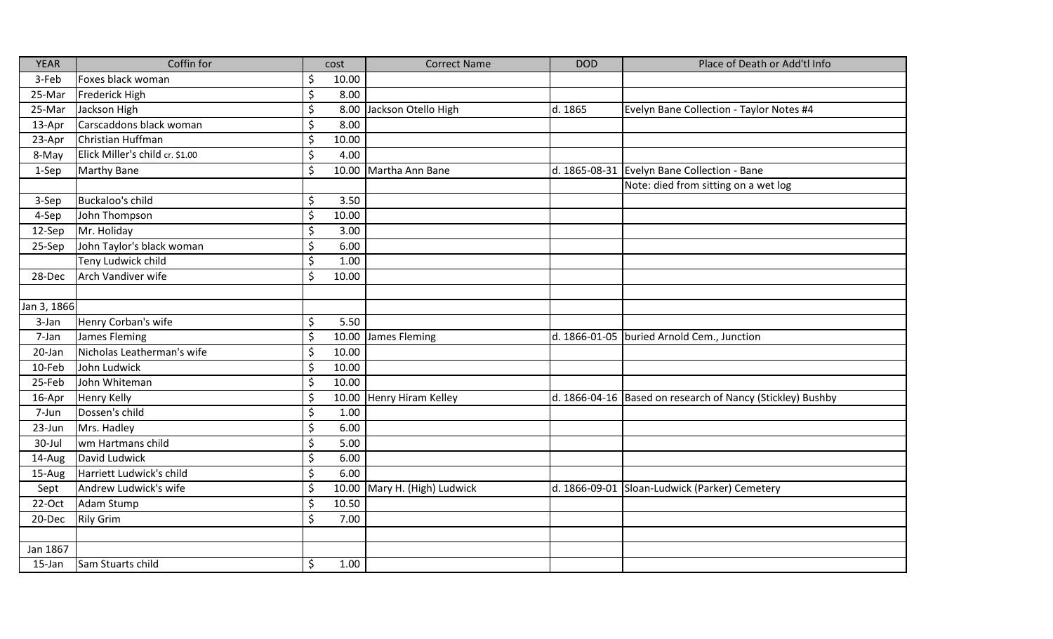| YEAR | Coffin for | cost | Correct Name | DOD | Place of Death or Add'tl Info |
|---|---|---|---|---|---|
| 3-Feb | Foxes black woman | $ 10.00 | | | |
| 25-Mar | Frederick High | $ 8.00 | | | |
| 25-Mar | Jackson High | $ 8.00 | Jackson Otello High | d. 1865 | Evelyn Bane Collection - Taylor Notes #4 |
| 13-Apr | Carscaddons black woman | $ 8.00 | | | |
| 23-Apr | Christian Huffman | $ 10.00 | | | |
| 8-May | Elick Miller's child cr. $1.00 | $ 4.00 | | | |
| 1-Sep | Marthy Bane | $ 10.00 | Martha Ann Bane | d. 1865-08-31 | Evelyn Bane Collection - Bane |
| | | | | | Note: died from sitting on a wet log |
| 3-Sep | Buckaloo's child | $ 3.50 | | | |
| 4-Sep | John Thompson | $ 10.00 | | | |
| 12-Sep | Mr. Holiday | $ 3.00 | | | |
| 25-Sep | John Taylor's black woman | $ 6.00 | | | |
| | Teny Ludwick child | $ 1.00 | | | |
| 28-Dec | Arch Vandiver wife | $ 10.00 | | | |
| | | | | | |
| Jan 3, 1866 | | | | | |
| 3-Jan | Henry Corban's wife | $ 5.50 | | | |
| 7-Jan | James Fleming | $ 10.00 | James Fleming | d. 1866-01-05 | buried Arnold Cem., Junction |
| 20-Jan | Nicholas Leatherman's wife | $ 10.00 | | | |
| 10-Feb | John Ludwick | $ 10.00 | | | |
| 25-Feb | John Whiteman | $ 10.00 | | | |
| 16-Apr | Henry Kelly | $ 10.00 | Henry Hiram Kelley | d. 1866-04-16 | Based on research of Nancy (Stickley) Bushby |
| 7-Jun | Dossen's child | $ 1.00 | | | |
| 23-Jun | Mrs. Hadley | $ 6.00 | | | |
| 30-Jul | wm Hartmans child | $ 5.00 | | | |
| 14-Aug | David Ludwick | $ 6.00 | | | |
| 15-Aug | Harriett Ludwick's child | $ 6.00 | | | |
| Sept | Andrew Ludwick's wife | $ 10.00 | Mary H. (High) Ludwick | d. 1866-09-01 | Sloan-Ludwick (Parker) Cemetery |
| 22-Oct | Adam Stump | $ 10.50 | | | |
| 20-Dec | Rily Grim | $ 7.00 | | | |
| | | | | | |
| Jan 1867 | | | | | |
| 15-Jan | Sam Stuarts child | $ 1.00 | | | |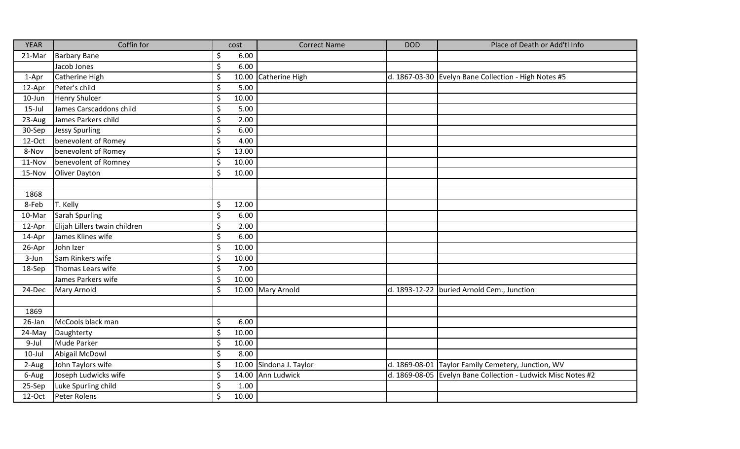| YEAR | Coffin for | cost | Correct Name | DOD | Place of Death or Add'tl Info |
| --- | --- | --- | --- | --- | --- |
| 21-Mar | Barbary Bane | $ 6.00 | | | |
| | Jacob Jones | $ 6.00 | | | |
| 1-Apr | Catherine High | $ 10.00 | Catherine High | d. 1867-03-30 | Evelyn Bane Collection - High Notes #5 |
| 12-Apr | Peter's child | $ 5.00 | | | |
| 10-Jun | Henry Shulcer | $ 10.00 | | | |
| 15-Jul | James Carscaddons child | $ 5.00 | | | |
| 23-Aug | James Parkers child | $ 2.00 | | | |
| 30-Sep | Jessy Spurling | $ 6.00 | | | |
| 12-Oct | benevolent of Romey | $ 4.00 | | | |
| 8-Nov | benevolent of Romey | $ 13.00 | | | |
| 11-Nov | benevolent of Romney | $ 10.00 | | | |
| 15-Nov | Oliver Dayton | $ 10.00 | | | |
| | | | | | |
| 1868 | | | | | |
| 8-Feb | T. Kelly | $ 12.00 | | | |
| 10-Mar | Sarah Spurling | $ 6.00 | | | |
| 12-Apr | Elijah Lillers twain children | $ 2.00 | | | |
| 14-Apr | James Klines wife | $ 6.00 | | | |
| 26-Apr | John Izer | $ 10.00 | | | |
| 3-Jun | Sam Rinkers wife | $ 10.00 | | | |
| 18-Sep | Thomas Lears wife | $ 7.00 | | | |
| | James Parkers wife | $ 10.00 | | | |
| 24-Dec | Mary Arnold | $ 10.00 | Mary Arnold | d. 1893-12-22 | buried Arnold Cem., Junction |
| | | | | | |
| 1869 | | | | | |
| 26-Jan | McCools black man | $ 6.00 | | | |
| 24-May | Daughterty | $ 10.00 | | | |
| 9-Jul | Mude Parker | $ 10.00 | | | |
| 10-Jul | Abigail McDowl | $ 8.00 | | | |
| 2-Aug | John Taylors wife | $ 10.00 | Sindona J. Taylor | d. 1869-08-01 | Taylor Family Cemetery, Junction, WV |
| 6-Aug | Joseph Ludwicks wife | $ 14.00 | Ann Ludwick | d. 1869-08-05 | Evelyn Bane Collection - Ludwick Misc Notes #2 |
| 25-Sep | Luke Spurling child | $ 1.00 | | | |
| 12-Oct | Peter Rolens | $ 10.00 | | | |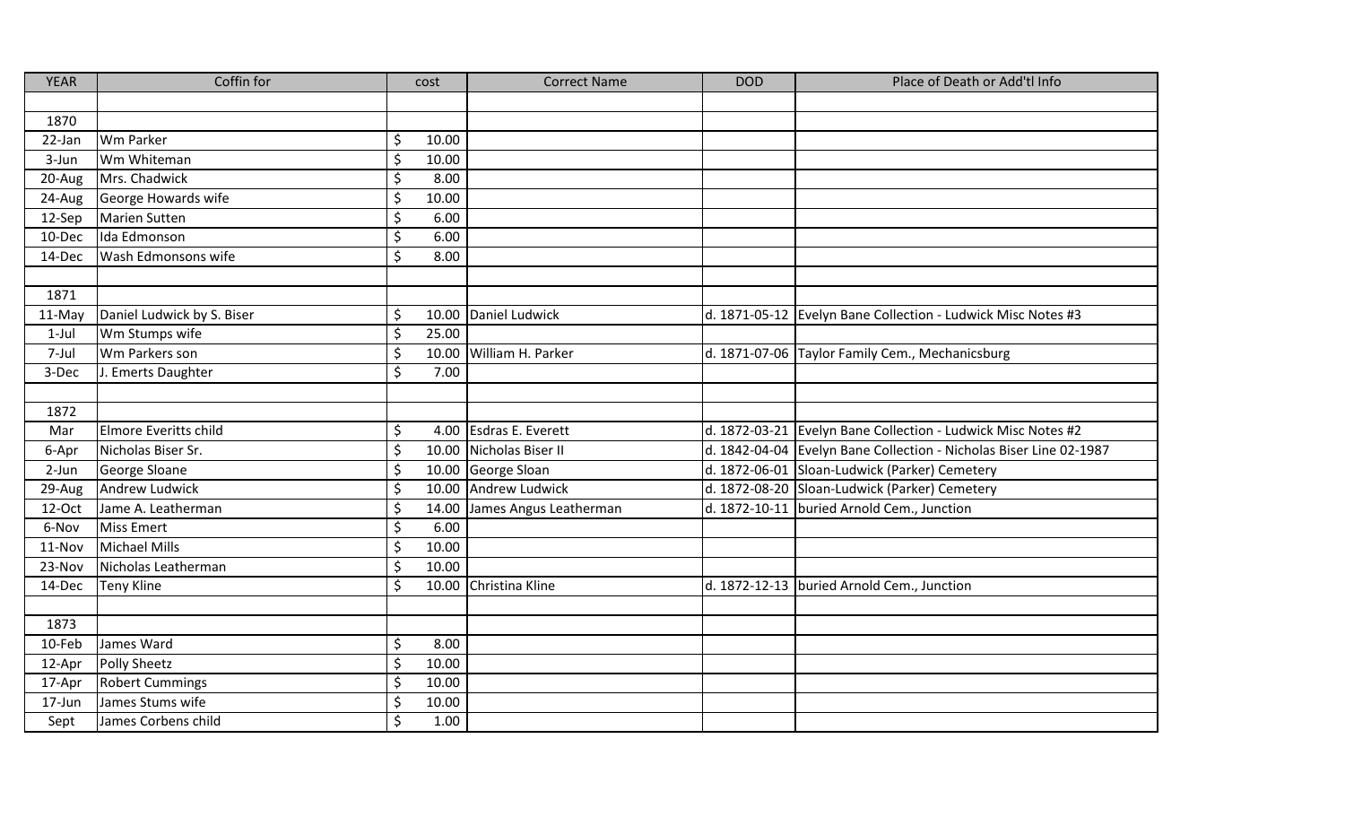| YEAR | Coffin for | cost | Correct Name | DOD | Place of Death or Add'tl Info |
|---|---|---|---|---|---|
| | | | | | |
| 1870 | | | | | |
| 22-Jan | Wm Parker | $ 10.00 | | | |
| 3-Jun | Wm Whiteman | $ 10.00 | | | |
| 20-Aug | Mrs. Chadwick | $ 8.00 | | | |
| 24-Aug | George Howards wife | $ 10.00 | | | |
| 12-Sep | Marien Sutten | $ 6.00 | | | |
| 10-Dec | Ida Edmonson | $ 6.00 | | | |
| 14-Dec | Wash Edmonsons wife | $ 8.00 | | | |
| | | | | | |
| 1871 | | | | | |
| 11-May | Daniel Ludwick by S. Biser | $ 10.00 | Daniel Ludwick | d. 1871-05-12 | Evelyn Bane Collection - Ludwick Misc Notes #3 |
| 1-Jul | Wm Stumps wife | $ 25.00 | | | |
| 7-Jul | Wm Parkers son | $ 10.00 | William H. Parker | d. 1871-07-06 | Taylor Family Cem., Mechanicsburg |
| 3-Dec | J. Emerts Daughter | $ 7.00 | | | |
| | | | | | |
| 1872 | | | | | |
| Mar | Elmore Everitts child | $ 4.00 | Esdras E. Everett | d. 1872-03-21 | Evelyn Bane Collection - Ludwick Misc Notes #2 |
| 6-Apr | Nicholas Biser Sr. | $ 10.00 | Nicholas Biser II | d. 1842-04-04 | Evelyn Bane Collection - Nicholas Biser Line 02-1987 |
| 2-Jun | George Sloane | $ 10.00 | George Sloan | d. 1872-06-01 | Sloan-Ludwick (Parker) Cemetery |
| 29-Aug | Andrew Ludwick | $ 10.00 | Andrew Ludwick | d. 1872-08-20 | Sloan-Ludwick (Parker) Cemetery |
| 12-Oct | Jame A. Leatherman | $ 14.00 | James Angus Leatherman | d. 1872-10-11 | buried Arnold Cem., Junction |
| 6-Nov | Miss Emert | $ 6.00 | | | |
| 11-Nov | Michael Mills | $ 10.00 | | | |
| 23-Nov | Nicholas Leatherman | $ 10.00 | | | |
| 14-Dec | Teny Kline | $ 10.00 | Christina Kline | d. 1872-12-13 | buried Arnold Cem., Junction |
| | | | | | |
| 1873 | | | | | |
| 10-Feb | James Ward | $ 8.00 | | | |
| 12-Apr | Polly Sheetz | $ 10.00 | | | |
| 17-Apr | Robert Cummings | $ 10.00 | | | |
| 17-Jun | James Stums wife | $ 10.00 | | | |
| Sept | James Corbens child | $ 1.00 | | | |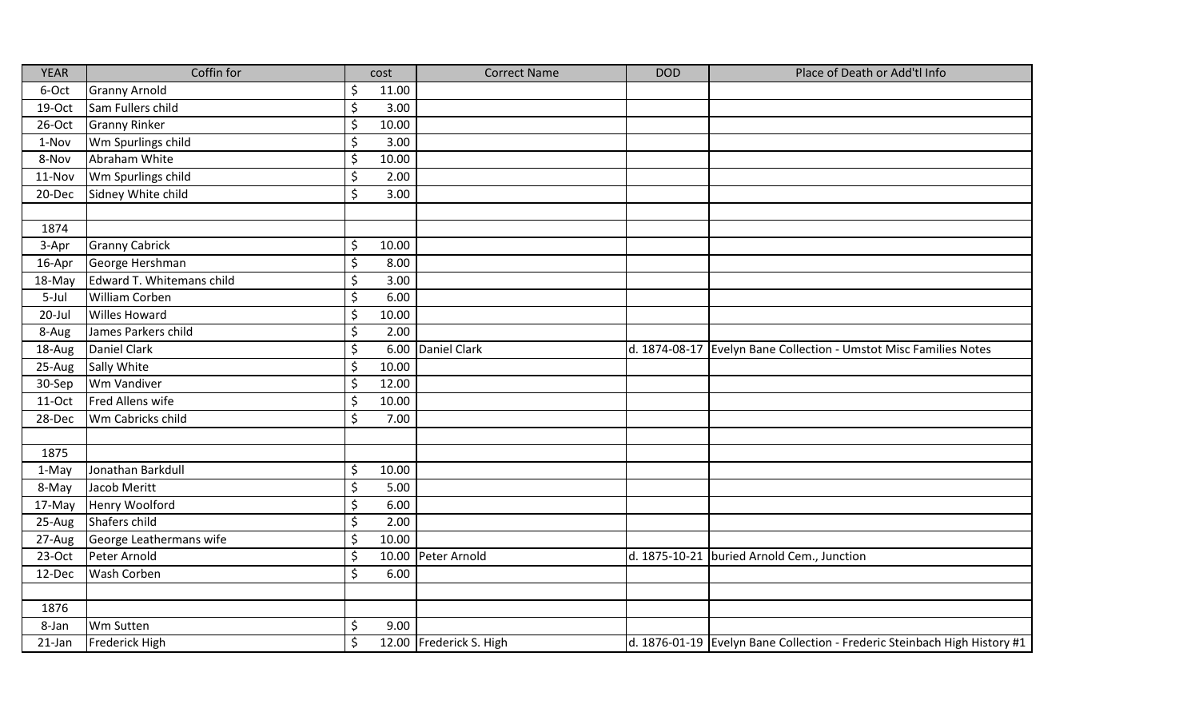| YEAR | Coffin for | cost | Correct Name | DOD | Place of Death or Add'tl Info |
|---|---|---|---|---|---|
| 6-Oct | Granny Arnold | $ 11.00 | | | |
| 19-Oct | Sam Fullers child | $ 3.00 | | | |
| 26-Oct | Granny Rinker | $ 10.00 | | | |
| 1-Nov | Wm Spurlings child | $ 3.00 | | | |
| 8-Nov | Abraham White | $ 10.00 | | | |
| 11-Nov | Wm Spurlings child | $ 2.00 | | | |
| 20-Dec | Sidney White child | $ 3.00 | | | |
| | | | | | |
| 1874 | | | | | |
| 3-Apr | Granny Cabrick | $ 10.00 | | | |
| 16-Apr | George Hershman | $ 8.00 | | | |
| 18-May | Edward T. Whitemans child | $ 3.00 | | | |
| 5-Jul | William Corben | $ 6.00 | | | |
| 20-Jul | Willes Howard | $ 10.00 | | | |
| 8-Aug | James Parkers child | $ 2.00 | | | |
| 18-Aug | Daniel Clark | $ 6.00 | Daniel Clark | d. 1874-08-17 | Evelyn Bane Collection - Umstot Misc Families Notes |
| 25-Aug | Sally White | $ 10.00 | | | |
| 30-Sep | Wm Vandiver | $ 12.00 | | | |
| 11-Oct | Fred Allens wife | $ 10.00 | | | |
| 28-Dec | Wm Cabricks child | $ 7.00 | | | |
| | | | | | |
| 1875 | | | | | |
| 1-May | Jonathan Barkdull | $ 10.00 | | | |
| 8-May | Jacob Meritt | $ 5.00 | | | |
| 17-May | Henry Woolford | $ 6.00 | | | |
| 25-Aug | Shafers child | $ 2.00 | | | |
| 27-Aug | George Leathermans wife | $ 10.00 | | | |
| 23-Oct | Peter Arnold | $ 10.00 | Peter Arnold | d. 1875-10-21 | buried Arnold Cem., Junction |
| 12-Dec | Wash Corben | $ 6.00 | | | |
| | | | | | |
| 1876 | | | | | |
| 8-Jan | Wm Sutten | $ 9.00 | | | |
| 21-Jan | Frederick High | $ 12.00 | Frederick S. High | d. 1876-01-19 | Evelyn Bane Collection - Frederic Steinbach High History #1 |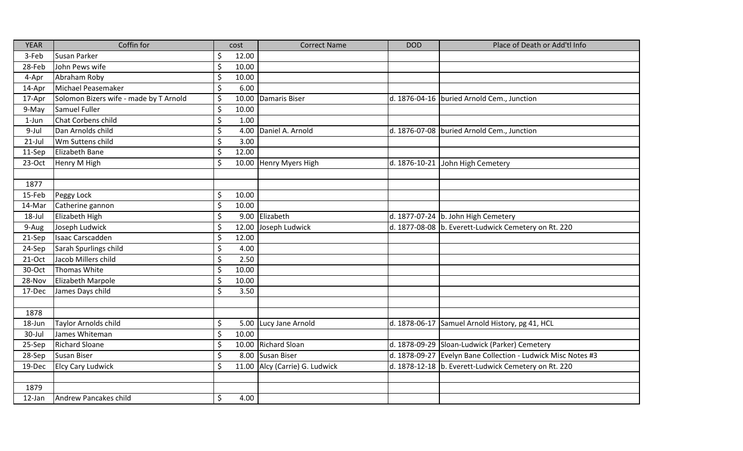| YEAR | Coffin for | cost | Correct Name | DOD | Place of Death or Add'tl Info |
|---|---|---|---|---|---|
| 3-Feb | Susan Parker | $ 12.00 | | | |
| 28-Feb | John Pews wife | $ 10.00 | | | |
| 4-Apr | Abraham Roby | $ 10.00 | | | |
| 14-Apr | Michael Peasemaker | $ 6.00 | | | |
| 17-Apr | Solomon Bizers wife - made by T Arnold | $ 10.00 | Damaris Biser | d. 1876-04-16 | buried Arnold Cem., Junction |
| 9-May | Samuel Fuller | $ 10.00 | | | |
| 1-Jun | Chat Corbens child | $ 1.00 | | | |
| 9-Jul | Dan Arnolds child | $ 4.00 | Daniel A. Arnold | d. 1876-07-08 | buried Arnold Cem., Junction |
| 21-Jul | Wm Suttens child | $ 3.00 | | | |
| 11-Sep | Elizabeth Bane | $ 12.00 | | | |
| 23-Oct | Henry M High | $ 10.00 | Henry Myers High | d. 1876-10-21 | John High Cemetery |
| | | | | | |
| 1877 | | | | | |
| 15-Feb | Peggy Lock | $ 10.00 | | | |
| 14-Mar | Catherine gannon | $ 10.00 | | | |
| 18-Jul | Elizabeth High | $ 9.00 | Elizabeth | d. 1877-07-24 | b. John High Cemetery |
| 9-Aug | Joseph Ludwick | $ 12.00 | Joseph Ludwick | d. 1877-08-08 | b. Everett-Ludwick Cemetery on Rt. 220 |
| 21-Sep | Isaac Carscadden | $ 12.00 | | | |
| 24-Sep | Sarah Spurlings child | $ 4.00 | | | |
| 21-Oct | Jacob Millers child | $ 2.50 | | | |
| 30-Oct | Thomas White | $ 10.00 | | | |
| 28-Nov | Elizabeth Marpole | $ 10.00 | | | |
| 17-Dec | James Days child | $ 3.50 | | | |
| | | | | | |
| 1878 | | | | | |
| 18-Jun | Taylor Arnolds child | $ 5.00 | Lucy Jane Arnold | d. 1878-06-17 | Samuel Arnold History, pg 41, HCL |
| 30-Jul | James Whiteman | $ 10.00 | | | |
| 25-Sep | Richard Sloane | $ 10.00 | Richard Sloan | d. 1878-09-29 | Sloan-Ludwick (Parker) Cemetery |
| 28-Sep | Susan Biser | $ 8.00 | Susan Biser | d. 1878-09-27 | Evelyn Bane Collection - Ludwick Misc Notes #3 |
| 19-Dec | Elcy Cary Ludwick | $ 11.00 | Alcy (Carrie) G. Ludwick | d. 1878-12-18 | b. Everett-Ludwick Cemetery on Rt. 220 |
| | | | | | |
| 1879 | | | | | |
| 12-Jan | Andrew Pancakes child | $ 4.00 | | | |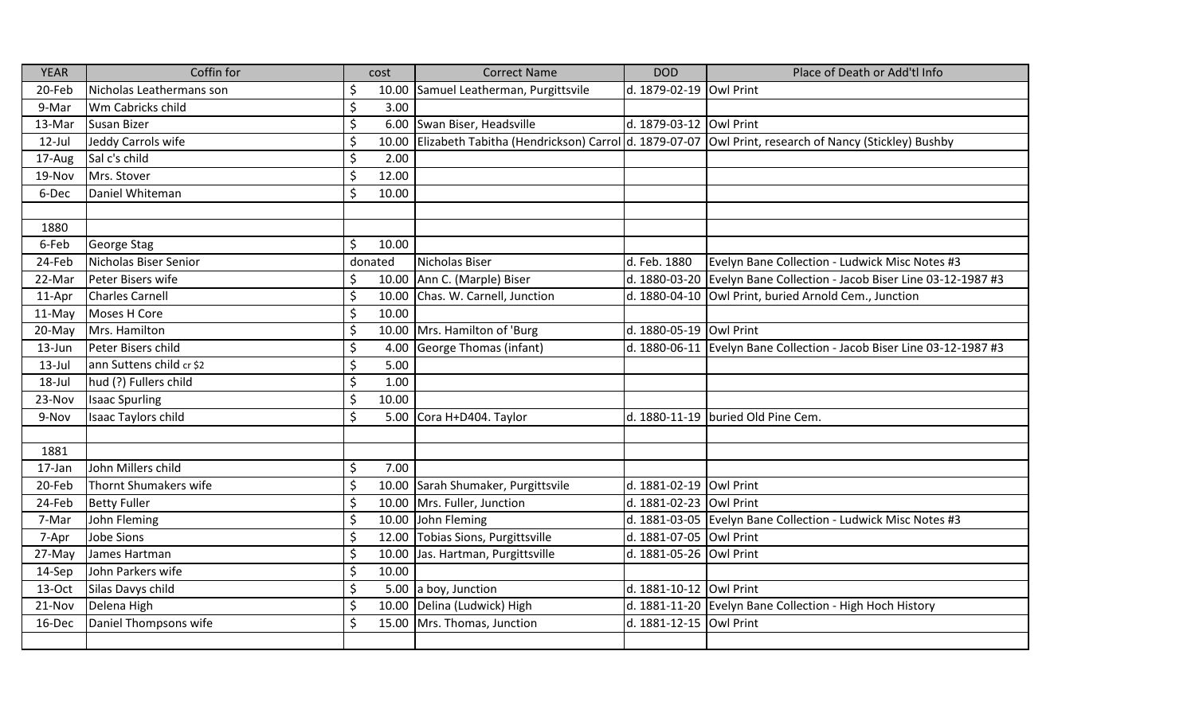| YEAR | Coffin for | cost | Correct Name | DOD | Place of Death or Add'tl Info |
|---|---|---|---|---|---|
| 20-Feb | Nicholas Leathermans son | $ 10.00 | Samuel Leatherman, Purgittsvile | d. 1879-02-19 | Owl Print |
| 9-Mar | Wm Cabricks child | $ 3.00 | | | |
| 13-Mar | Susan Bizer | $ 6.00 | Swan Biser, Headsville | d. 1879-03-12 | Owl Print |
| 12-Jul | Jeddy Carrols wife | $ 10.00 | Elizabeth Tabitha (Hendrickson) Carrol | d. 1879-07-07 | Owl Print, research of Nancy (Stickley) Bushby |
| 17-Aug | Sal c's child | $ 2.00 | | | |
| 19-Nov | Mrs. Stover | $ 12.00 | | | |
| 6-Dec | Daniel Whiteman | $ 10.00 | | | |
| | | | | | |
| 1880 | | | | | |
| 6-Feb | George Stag | $ 10.00 | | | |
| 24-Feb | Nicholas Biser Senior | donated | Nicholas Biser | d. Feb. 1880 | Evelyn Bane Collection - Ludwick Misc Notes #3 |
| 22-Mar | Peter Bisers wife | $ 10.00 | Ann C. (Marple) Biser | d. 1880-03-20 | Evelyn Bane Collection - Jacob Biser Line 03-12-1987 #3 |
| 11-Apr | Charles Carnell | $ 10.00 | Chas. W. Carnell, Junction | d. 1880-04-10 | Owl Print, buried Arnold Cem., Junction |
| 11-May | Moses H Core | $ 10.00 | | | |
| 20-May | Mrs. Hamilton | $ 10.00 | Mrs. Hamilton of 'Burg | d. 1880-05-19 | Owl Print |
| 13-Jun | Peter Bisers child | $ 4.00 | George Thomas (infant) | d. 1880-06-11 | Evelyn Bane Collection - Jacob Biser Line 03-12-1987 #3 |
| 13-Jul | ann Suttens child cr $2 | $ 5.00 | | | |
| 18-Jul | hud (?) Fullers child | $ 1.00 | | | |
| 23-Nov | Isaac Spurling | $ 10.00 | | | |
| 9-Nov | Isaac Taylors child | $ 5.00 | Cora H+D404. Taylor | d. 1880-11-19 | buried Old Pine Cem. |
| | | | | | |
| 1881 | | | | | |
| 17-Jan | John Millers child | $ 7.00 | | | |
| 20-Feb | Thornt Shumakers wife | $ 10.00 | Sarah Shumaker, Purgittsvile | d. 1881-02-19 | Owl Print |
| 24-Feb | Betty Fuller | $ 10.00 | Mrs. Fuller, Junction | d. 1881-02-23 | Owl Print |
| 7-Mar | John Fleming | $ 10.00 | John Fleming | d. 1881-03-05 | Evelyn Bane Collection - Ludwick Misc Notes #3 |
| 7-Apr | Jobe Sions | $ 12.00 | Tobias Sions, Purgittsville | d. 1881-07-05 | Owl Print |
| 27-May | James Hartman | $ 10.00 | Jas. Hartman, Purgittsville | d. 1881-05-26 | Owl Print |
| 14-Sep | John Parkers wife | $ 10.00 | | | |
| 13-Oct | Silas Davys child | $ 5.00 | a boy, Junction | d. 1881-10-12 | Owl Print |
| 21-Nov | Delena High | $ 10.00 | Delina (Ludwick) High | d. 1881-11-20 | Evelyn Bane Collection - High Hoch History |
| 16-Dec | Daniel Thompsons wife | $ 15.00 | Mrs. Thomas, Junction | d. 1881-12-15 | Owl Print |
| | | | | | |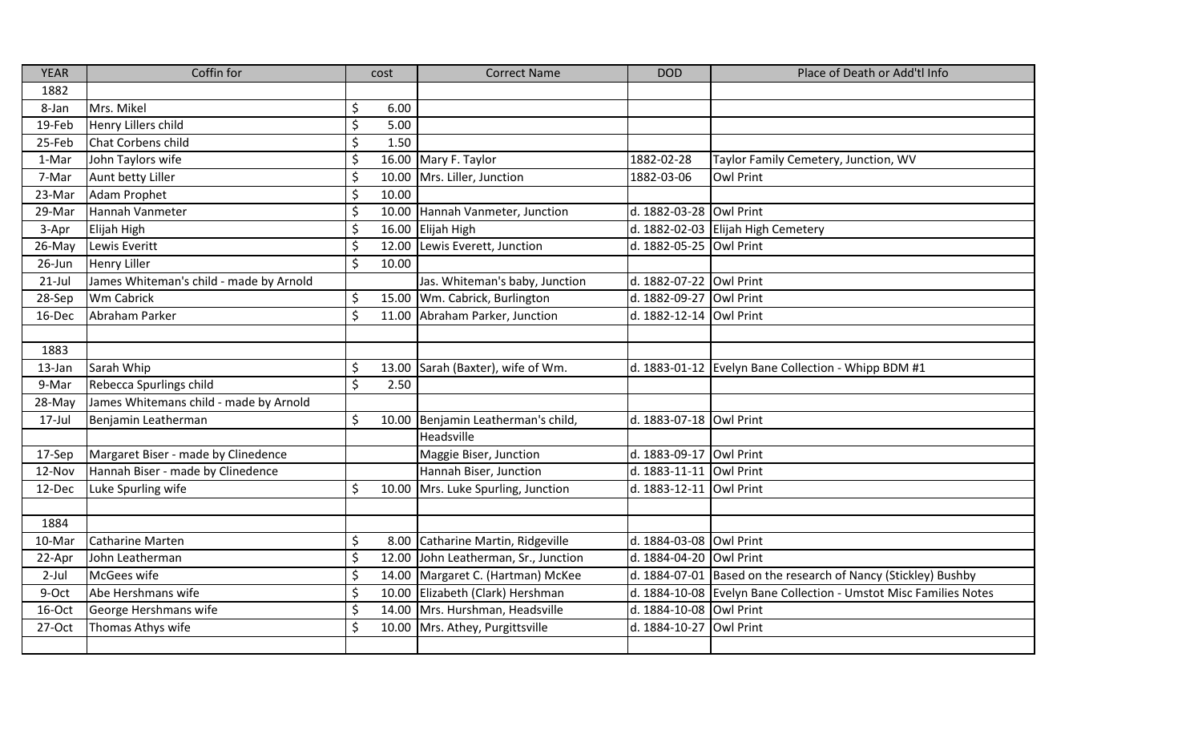| YEAR | Coffin for | cost | Correct Name | DOD | Place of Death or Add'tl Info |
|---|---|---|---|---|---|
| 1882 | | | | | |
| 8-Jan | Mrs. Mikel | $ 6.00 | | | |
| 19-Feb | Henry Lillers child | $ 5.00 | | | |
| 25-Feb | Chat Corbens child | $ 1.50 | | | |
| 1-Mar | John Taylors wife | $ 16.00 | Mary F. Taylor | 1882-02-28 | Taylor Family Cemetery, Junction, WV |
| 7-Mar | Aunt betty Liller | $ 10.00 | Mrs. Liller, Junction | 1882-03-06 | Owl Print |
| 23-Mar | Adam Prophet | $ 10.00 | | | |
| 29-Mar | Hannah Vanmeter | $ 10.00 | Hannah Vanmeter, Junction | d. 1882-03-28 | Owl Print |
| 3-Apr | Elijah High | $ 16.00 | Elijah High | d. 1882-02-03 | Elijah High Cemetery |
| 26-May | Lewis Everitt | $ 12.00 | Lewis Everett, Junction | d. 1882-05-25 | Owl Print |
| 26-Jun | Henry Liller | $ 10.00 | | | |
| 21-Jul | James Whiteman's child - made by Arnold | | Jas. Whiteman's baby, Junction | d. 1882-07-22 | Owl Print |
| 28-Sep | Wm Cabrick | $ 15.00 | Wm. Cabrick, Burlington | d. 1882-09-27 | Owl Print |
| 16-Dec | Abraham Parker | $ 11.00 | Abraham Parker, Junction | d. 1882-12-14 | Owl Print |
| | | | | | |
| 1883 | | | | | |
| 13-Jan | Sarah Whip | $ 13.00 | Sarah (Baxter), wife of Wm. | d. 1883-01-12 | Evelyn Bane Collection - Whipp BDM #1 |
| 9-Mar | Rebecca Spurlings child | $ 2.50 | | | |
| 28-May | James Whitemans child - made by Arnold | | | | |
| 17-Jul | Benjamin Leatherman | $ 10.00 | Benjamin Leatherman's child, Headsville | d. 1883-07-18 | Owl Print |
| 17-Sep | Margaret Biser - made by Clinedence | | Maggie Biser, Junction | d. 1883-09-17 | Owl Print |
| 12-Nov | Hannah Biser - made by Clinedence | | Hannah Biser, Junction | d. 1883-11-11 | Owl Print |
| 12-Dec | Luke Spurling wife | $ 10.00 | Mrs. Luke Spurling, Junction | d. 1883-12-11 | Owl Print |
| | | | | | |
| 1884 | | | | | |
| 10-Mar | Catharine Marten | $ 8.00 | Catharine Martin, Ridgeville | d. 1884-03-08 | Owl Print |
| 22-Apr | John Leatherman | $ 12.00 | John Leatherman, Sr., Junction | d. 1884-04-20 | Owl Print |
| 2-Jul | McGees wife | $ 14.00 | Margaret C. (Hartman) McKee | d. 1884-07-01 | Based on the research of Nancy (Stickley) Bushby |
| 9-Oct | Abe Hershmans wife | $ 10.00 | Elizabeth (Clark) Hershman | d. 1884-10-08 | Evelyn Bane Collection - Umstot Misc Families Notes |
| 16-Oct | George Hershmans wife | $ 14.00 | Mrs. Hurshman, Headsville | d. 1884-10-08 | Owl Print |
| 27-Oct | Thomas Athys wife | $ 10.00 | Mrs. Athey, Purgittsville | d. 1884-10-27 | Owl Print |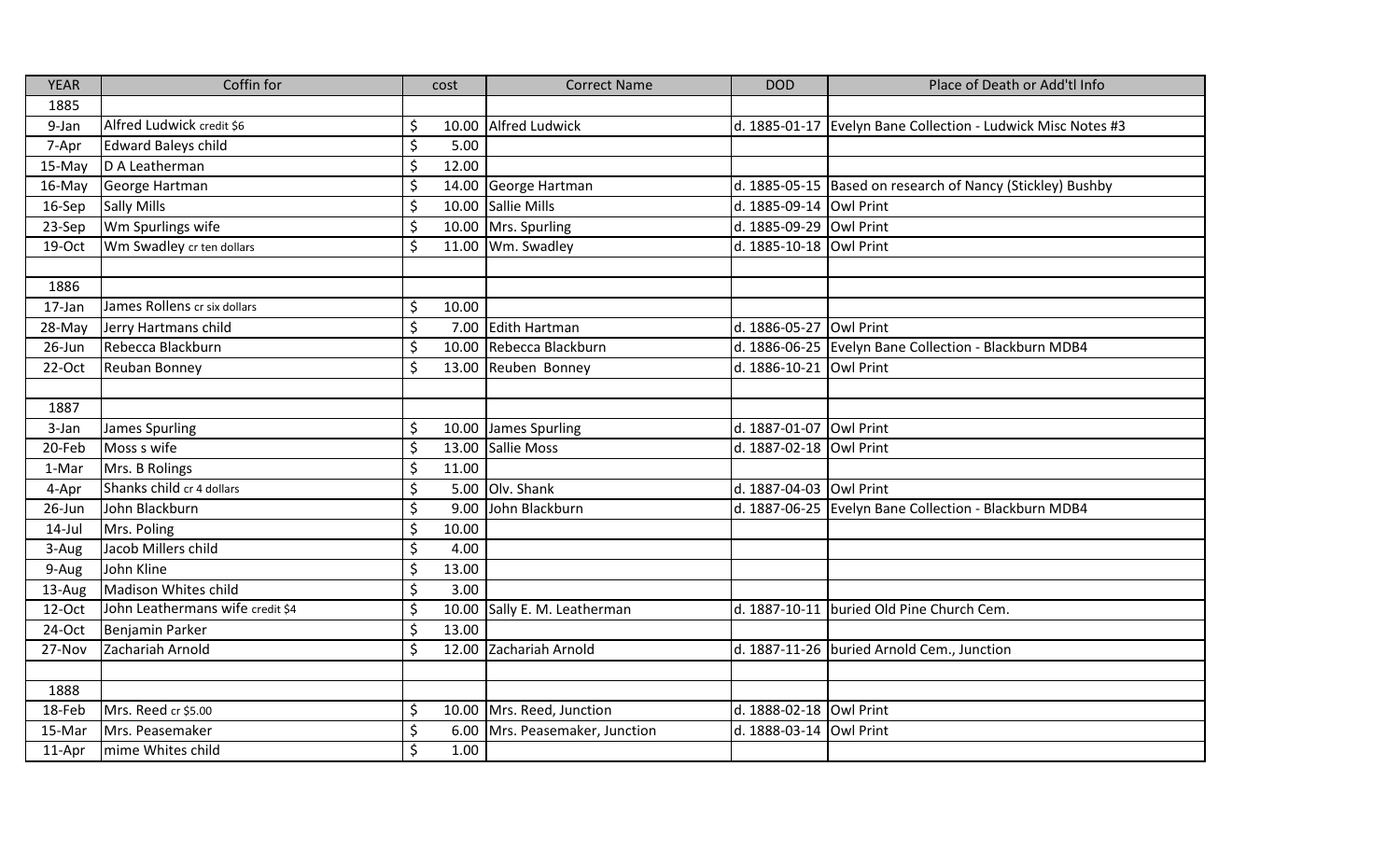| YEAR | Coffin for | cost | Correct Name | DOD | Place of Death or Add'tl Info |
|---|---|---|---|---|---|
| 1885 | | | | | |
| 9-Jan | Alfred Ludwick credit $6 | $ 10.00 | Alfred Ludwick | d. 1885-01-17 | Evelyn Bane Collection - Ludwick Misc Notes #3 |
| 7-Apr | Edward Baleys child | $ 5.00 | | | |
| 15-May | D A Leatherman | $ 12.00 | | | |
| 16-May | George Hartman | $ 14.00 | George Hartman | d. 1885-05-15 | Based on research of Nancy (Stickley) Bushby |
| 16-Sep | Sally Mills | $ 10.00 | Sallie Mills | d. 1885-09-14 | Owl Print |
| 23-Sep | Wm Spurlings wife | $ 10.00 | Mrs. Spurling | d. 1885-09-29 | Owl Print |
| 19-Oct | Wm Swadley cr ten dollars | $ 11.00 | Wm. Swadley | d. 1885-10-18 | Owl Print |
| | | | | | |
| 1886 | | | | | |
| 17-Jan | James Rollens cr six dollars | $ 10.00 | | | |
| 28-May | Jerry Hartmans child | $ 7.00 | Edith Hartman | d. 1886-05-27 | Owl Print |
| 26-Jun | Rebecca Blackburn | $ 10.00 | Rebecca Blackburn | d. 1886-06-25 | Evelyn Bane Collection - Blackburn MDB4 |
| 22-Oct | Reuban Bonney | $ 13.00 | Reuben Bonney | d. 1886-10-21 | Owl Print |
| | | | | | |
| 1887 | | | | | |
| 3-Jan | James Spurling | $ 10.00 | James Spurling | d. 1887-01-07 | Owl Print |
| 20-Feb | Moss s wife | $ 13.00 | Sallie Moss | d. 1887-02-18 | Owl Print |
| 1-Mar | Mrs. B Rolings | $ 11.00 | | | |
| 4-Apr | Shanks child cr 4 dollars | $ 5.00 | Olv. Shank | d. 1887-04-03 | Owl Print |
| 26-Jun | John Blackburn | $ 9.00 | John Blackburn | d. 1887-06-25 | Evelyn Bane Collection - Blackburn MDB4 |
| 14-Jul | Mrs. Poling | $ 10.00 | | | |
| 3-Aug | Jacob Millers child | $ 4.00 | | | |
| 9-Aug | John Kline | $ 13.00 | | | |
| 13-Aug | Madison Whites child | $ 3.00 | | | |
| 12-Oct | John Leathermans wife credit $4 | $ 10.00 | Sally E. M. Leatherman | d. 1887-10-11 | buried Old Pine Church Cem. |
| 24-Oct | Benjamin Parker | $ 13.00 | | | |
| 27-Nov | Zachariah Arnold | $ 12.00 | Zachariah Arnold | d. 1887-11-26 | buried Arnold Cem., Junction |
| | | | | | |
| 1888 | | | | | |
| 18-Feb | Mrs. Reed cr $5.00 | $ 10.00 | Mrs. Reed, Junction | d. 1888-02-18 | Owl Print |
| 15-Mar | Mrs. Peasemaker | $ 6.00 | Mrs. Peasemaker, Junction | d. 1888-03-14 | Owl Print |
| 11-Apr | mime Whites child | $ 1.00 | | | |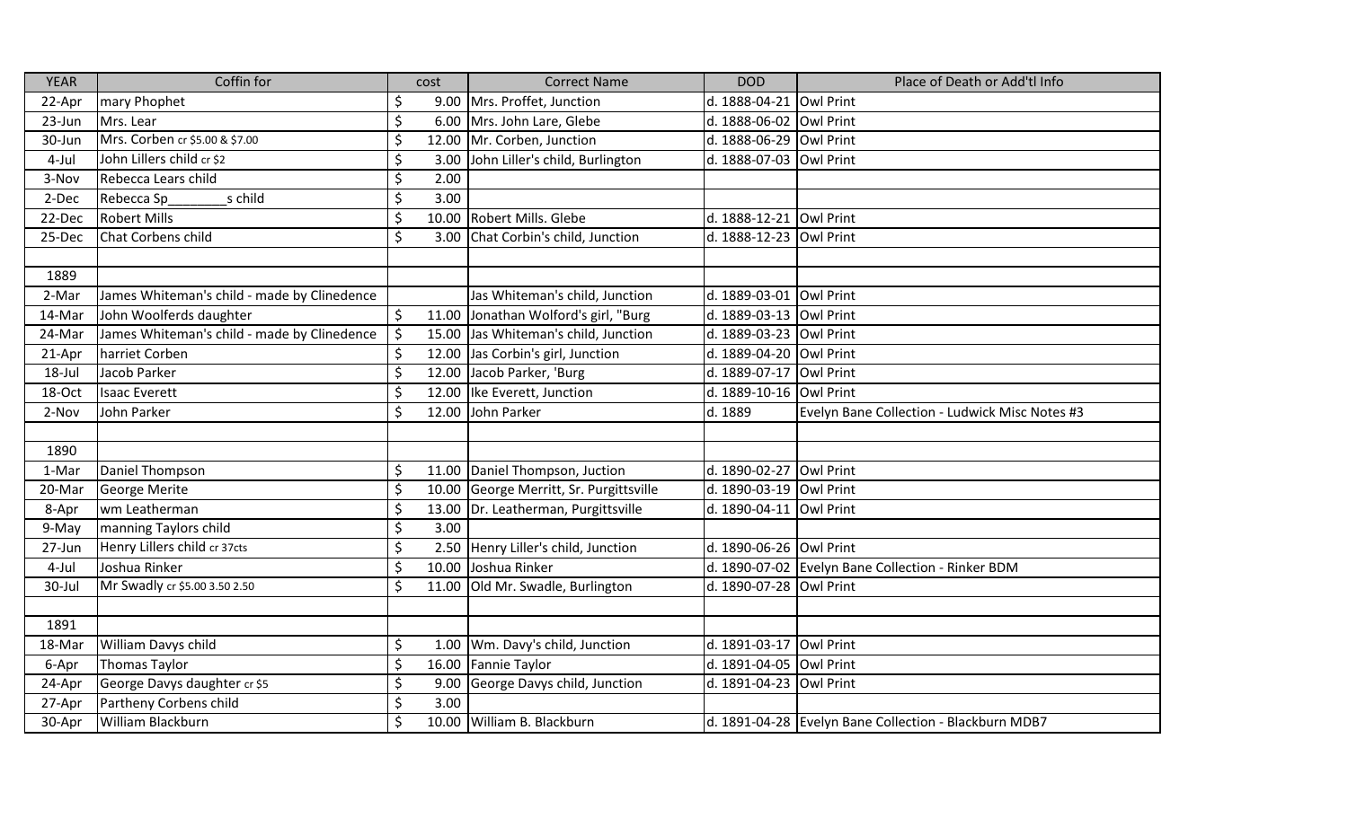| YEAR | Coffin for | cost | Correct Name | DOD | Place of Death or Add'tl Info |
|---|---|---|---|---|---|
| 22-Apr | mary Phophet | $ 9.00 | Mrs. Proffet, Junction | d. 1888-04-21 | Owl Print |
| 23-Jun | Mrs. Lear | $ 6.00 | Mrs. John Lare, Glebe | d. 1888-06-02 | Owl Print |
| 30-Jun | Mrs. Corben cr $5.00 & $7.00 | $ 12.00 | Mr. Corben, Junction | d. 1888-06-29 | Owl Print |
| 4-Jul | John Lillers child cr $2 | $ 3.00 | John Liller's child, Burlington | d. 1888-07-03 | Owl Print |
| 3-Nov | Rebecca Lears child | $ 2.00 | | | |
| 2-Dec | Rebecca Sp________s child | $ 3.00 | | | |
| 22-Dec | Robert Mills | $ 10.00 | Robert Mills. Glebe | d. 1888-12-21 | Owl Print |
| 25-Dec | Chat Corbens child | $ 3.00 | Chat Corbin's child, Junction | d. 1888-12-23 | Owl Print |
| | | | | | |
| 1889 | | | | | |
| 2-Mar | James Whiteman's child - made by Clinedence | | Jas Whiteman's child, Junction | d. 1889-03-01 | Owl Print |
| 14-Mar | John Woolferds daughter | $ 11.00 | Jonathan Wolford's girl, "Burg | d. 1889-03-13 | Owl Print |
| 24-Mar | James Whiteman's child - made by Clinedence | $ 15.00 | Jas Whiteman's child, Junction | d. 1889-03-23 | Owl Print |
| 21-Apr | harriet Corben | $ 12.00 | Jas Corbin's girl, Junction | d. 1889-04-20 | Owl Print |
| 18-Jul | Jacob Parker | $ 12.00 | Jacob Parker, 'Burg | d. 1889-07-17 | Owl Print |
| 18-Oct | Isaac Everett | $ 12.00 | Ike Everett, Junction | d. 1889-10-16 | Owl Print |
| 2-Nov | John Parker | $ 12.00 | John Parker | d. 1889 | Evelyn Bane Collection - Ludwick Misc Notes #3 |
| | | | | | |
| 1890 | | | | | |
| 1-Mar | Daniel Thompson | $ 11.00 | Daniel Thompson, Juction | d. 1890-02-27 | Owl Print |
| 20-Mar | George Merite | $ 10.00 | George Merritt, Sr. Purgittsville | d. 1890-03-19 | Owl Print |
| 8-Apr | wm Leatherman | $ 13.00 | Dr. Leatherman, Purgittsville | d. 1890-04-11 | Owl Print |
| 9-May | manning Taylors child | $ 3.00 | | | |
| 27-Jun | Henry Lillers child cr 37cts | $ 2.50 | Henry Liller's child, Junction | d. 1890-06-26 | Owl Print |
| 4-Jul | Joshua Rinker | $ 10.00 | Joshua Rinker | d. 1890-07-02 | Evelyn Bane Collection - Rinker BDM |
| 30-Jul | Mr Swadly cr $5.00 3.50 2.50 | $ 11.00 | Old Mr. Swadle, Burlington | d. 1890-07-28 | Owl Print |
| | | | | | |
| 1891 | | | | | |
| 18-Mar | William Davys child | $ 1.00 | Wm. Davy's child, Junction | d. 1891-03-17 | Owl Print |
| 6-Apr | Thomas Taylor | $ 16.00 | Fannie Taylor | d. 1891-04-05 | Owl Print |
| 24-Apr | George Davys daughter cr $5 | $ 9.00 | George Davys child, Junction | d. 1891-04-23 | Owl Print |
| 27-Apr | Partheny Corbens child | $ 3.00 | | | |
| 30-Apr | William Blackburn | $ 10.00 | William B. Blackburn | d. 1891-04-28 | Evelyn Bane Collection - Blackburn MDB7 |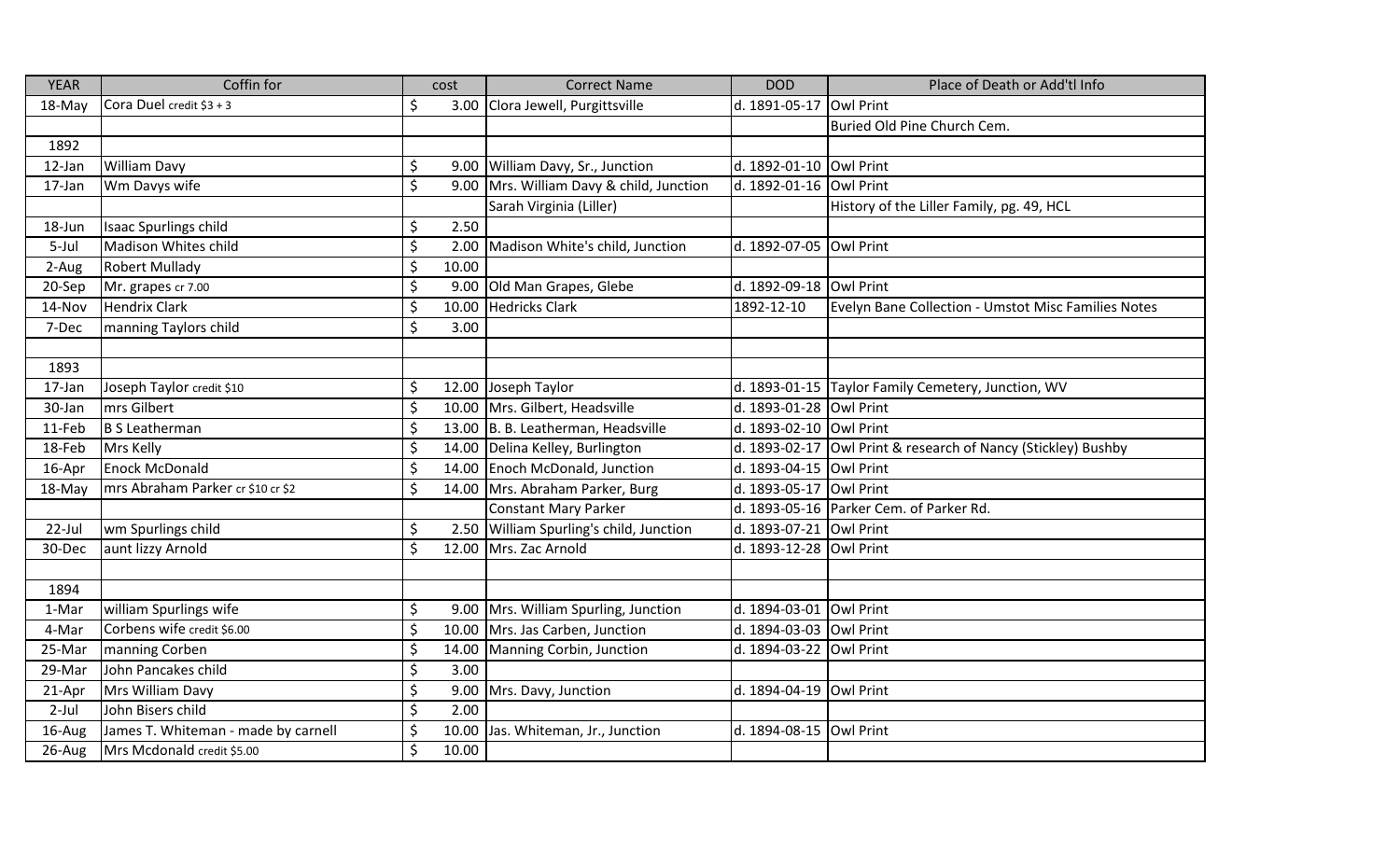| YEAR | Coffin for | cost | Correct Name | DOD | Place of Death or Add'tl Info |
|---|---|---|---|---|---|
| 18-May | Cora Duel credit $3 + 3 | $ 3.00 | Clora Jewell, Purgittsville | d. 1891-05-17 | Owl Print |
| | | | | | Buried Old Pine Church Cem. |
| 1892 | | | | | |
| 12-Jan | William Davy | $ 9.00 | William Davy, Sr., Junction | d. 1892-01-10 | Owl Print |
| 17-Jan | Wm Davys wife | $ 9.00 | Mrs. William Davy & child, Junction | d. 1892-01-16 | Owl Print |
| | | | Sarah Virginia (Liller) | | History of the Liller Family, pg. 49, HCL |
| 18-Jun | Isaac Spurlings child | $ 2.50 | | | |
| 5-Jul | Madison Whites child | $ 2.00 | Madison White's child, Junction | d. 1892-07-05 | Owl Print |
| 2-Aug | Robert Mullady | $ 10.00 | | | |
| 20-Sep | Mr. grapes cr 7.00 | $ 9.00 | Old Man Grapes, Glebe | d. 1892-09-18 | Owl Print |
| 14-Nov | Hendrix Clark | $ 10.00 | Hedricks Clark | 1892-12-10 | Evelyn Bane Collection - Umstot Misc Families Notes |
| 7-Dec | manning Taylors child | $ 3.00 | | | |
| | | | | | |
| 1893 | | | | | |
| 17-Jan | Joseph Taylor credit $10 | $ 12.00 | Joseph Taylor | d. 1893-01-15 | Taylor Family Cemetery, Junction, WV |
| 30-Jan | mrs Gilbert | $ 10.00 | Mrs. Gilbert, Headsville | d. 1893-01-28 | Owl Print |
| 11-Feb | B S Leatherman | $ 13.00 | B. B. Leatherman, Headsville | d. 1893-02-10 | Owl Print |
| 18-Feb | Mrs Kelly | $ 14.00 | Delina Kelley, Burlington | d. 1893-02-17 | Owl Print & research of Nancy (Stickley) Bushby |
| 16-Apr | Enock McDonald | $ 14.00 | Enoch McDonald, Junction | d. 1893-04-15 | Owl Print |
| 18-May | mrs Abraham Parker cr $10 cr $2 | $ 14.00 | Mrs. Abraham Parker, Burg | d. 1893-05-17 | Owl Print |
| | | | Constant Mary Parker | d. 1893-05-16 | Parker Cem. of Parker Rd. |
| 22-Jul | wm Spurlings child | $ 2.50 | William Spurling's child, Junction | d. 1893-07-21 | Owl Print |
| 30-Dec | aunt lizzy Arnold | $ 12.00 | Mrs. Zac Arnold | d. 1893-12-28 | Owl Print |
| | | | | | |
| 1894 | | | | | |
| 1-Mar | william Spurlings wife | $ 9.00 | Mrs. William Spurling, Junction | d. 1894-03-01 | Owl Print |
| 4-Mar | Corbens wife credit $6.00 | $ 10.00 | Mrs. Jas Carben, Junction | d. 1894-03-03 | Owl Print |
| 25-Mar | manning Corben | $ 14.00 | Manning Corbin, Junction | d. 1894-03-22 | Owl Print |
| 29-Mar | John Pancakes child | $ 3.00 | | | |
| 21-Apr | Mrs William Davy | $ 9.00 | Mrs. Davy, Junction | d. 1894-04-19 | Owl Print |
| 2-Jul | John Bisers child | $ 2.00 | | | |
| 16-Aug | James T. Whiteman - made by carnell | $ 10.00 | Jas. Whiteman, Jr., Junction | d. 1894-08-15 | Owl Print |
| 26-Aug | Mrs Mcdonald credit $5.00 | $ 10.00 | | | |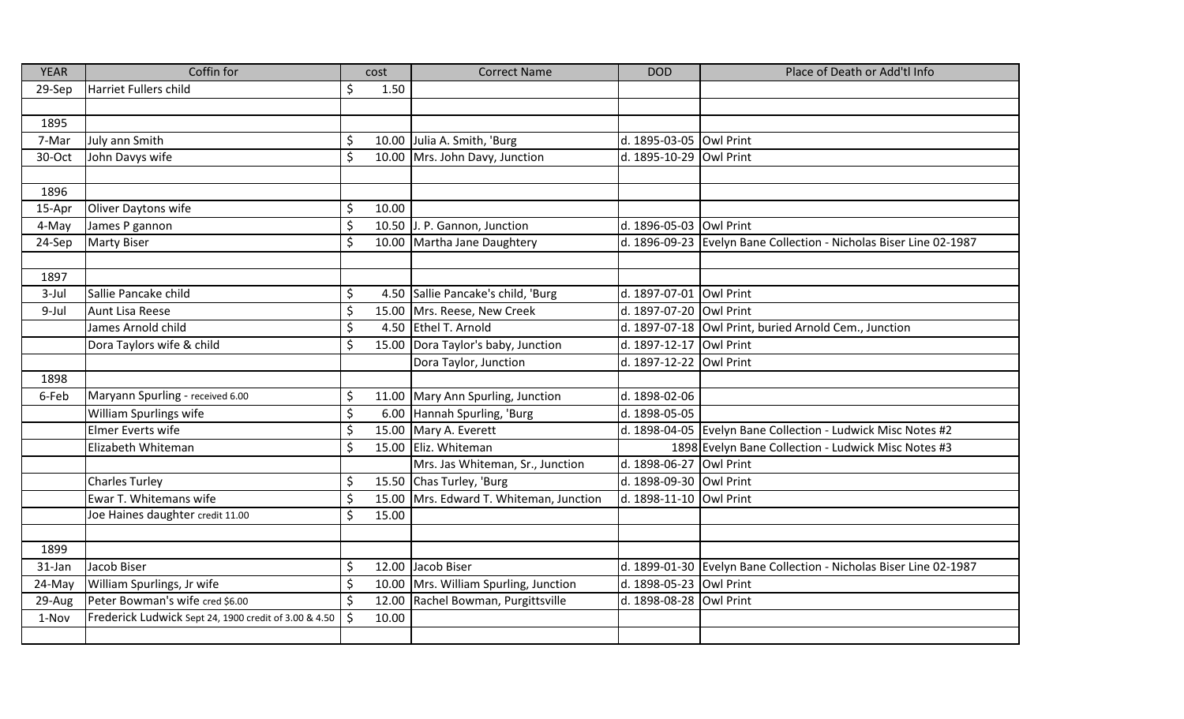| YEAR | Coffin for | cost | Correct Name | DOD | Place of Death or Add'tl Info |
|---|---|---|---|---|---|
| 29-Sep | Harriet Fullers child | $ 1.50 | | | |
| | | | | | |
| 1895 | | | | | |
| 7-Mar | July ann Smith | $ 10.00 | Julia A. Smith, 'Burg | d. 1895-03-05 | Owl Print |
| 30-Oct | John Davys wife | $ 10.00 | Mrs. John Davy, Junction | d. 1895-10-29 | Owl Print |
| | | | | | |
| 1896 | | | | | |
| 15-Apr | Oliver Daytons wife | $ 10.00 | | | |
| 4-May | James P gannon | $ 10.50 | J. P. Gannon, Junction | d. 1896-05-03 | Owl Print |
| 24-Sep | Marty Biser | $ 10.00 | Martha Jane Daughtery | d. 1896-09-23 | Evelyn Bane Collection - Nicholas Biser Line 02-1987 |
| | | | | | |
| 1897 | | | | | |
| 3-Jul | Sallie Pancake child | $ 4.50 | Sallie Pancake's child, 'Burg | d. 1897-07-01 | Owl Print |
| 9-Jul | Aunt Lisa Reese | $ 15.00 | Mrs. Reese, New Creek | d. 1897-07-20 | Owl Print |
| | James Arnold child | $ 4.50 | Ethel T. Arnold | d. 1897-07-18 | Owl Print, buried Arnold Cem., Junction |
| | Dora Taylors wife & child | $ 15.00 | Dora Taylor's baby, Junction | d. 1897-12-17 | Owl Print |
| | | | Dora Taylor, Junction | d. 1897-12-22 | Owl Print |
| 1898 | | | | | |
| 6-Feb | Maryann Spurling - received 6.00 | $ 11.00 | Mary Ann Spurling, Junction | d. 1898-02-06 | |
| | William Spurlings wife | $ 6.00 | Hannah Spurling, 'Burg | d. 1898-05-05 | |
| | Elmer Everts wife | $ 15.00 | Mary A. Everett | d. 1898-04-05 | Evelyn Bane Collection - Ludwick Misc Notes #2 |
| | Elizabeth Whiteman | $ 15.00 | Eliz. Whiteman | 1898 | Evelyn Bane Collection - Ludwick Misc Notes #3 |
| | | | Mrs. Jas Whiteman, Sr., Junction | d. 1898-06-27 | Owl Print |
| | Charles Turley | $ 15.50 | Chas Turley, 'Burg | d. 1898-09-30 | Owl Print |
| | Ewar T. Whitemans wife | $ 15.00 | Mrs. Edward T. Whiteman, Junction | d. 1898-11-10 | Owl Print |
| | Joe Haines daughter credit 11.00 | $ 15.00 | | | |
| | | | | | |
| 1899 | | | | | |
| 31-Jan | Jacob Biser | $ 12.00 | Jacob Biser | d. 1899-01-30 | Evelyn Bane Collection - Nicholas Biser Line 02-1987 |
| 24-May | William Spurlings, Jr wife | $ 10.00 | Mrs. William Spurling, Junction | d. 1898-05-23 | Owl Print |
| 29-Aug | Peter Bowman's wife cred $6.00 | $ 12.00 | Rachel Bowman, Purgittsville | d. 1898-08-28 | Owl Print |
| 1-Nov | Frederick Ludwick Sept 24, 1900 credit of 3.00 & 4.50 | $ 10.00 | | | |
| | | | | | |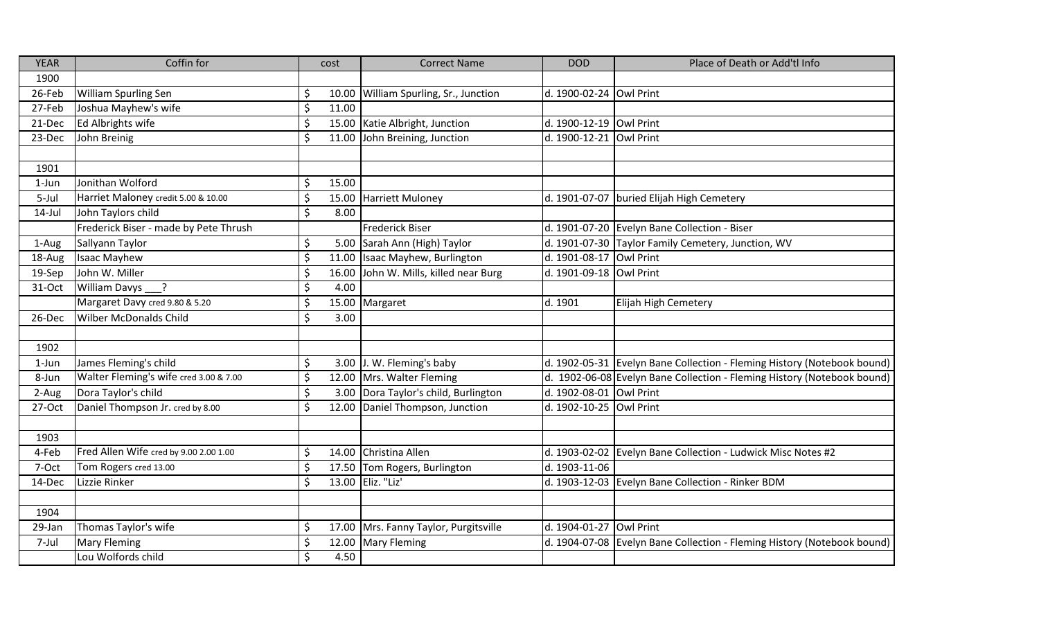| YEAR | Coffin for | cost | Correct Name | DOD | Place of Death or Add'tl Info |
| --- | --- | --- | --- | --- | --- |
| 1900 | | | | | |
| 26-Feb | William Spurling Sen | $ 10.00 | William Spurling, Sr., Junction | d. 1900-02-24 | Owl Print |
| 27-Feb | Joshua Mayhew's wife | $ 11.00 | | | |
| 21-Dec | Ed Albrights wife | $ 15.00 | Katie Albright, Junction | d. 1900-12-19 | Owl Print |
| 23-Dec | John Breinig | $ 11.00 | John Breining, Junction | d. 1900-12-21 | Owl Print |
| | | | | | |
| 1901 | | | | | |
| 1-Jun | Jonithan Wolford | $ 15.00 | | | |
| 5-Jul | Harriet Maloney credit 5.00 & 10.00 | $ 15.00 | Harriett Muloney | d. 1901-07-07 | buried Elijah High Cemetery |
| 14-Jul | John Taylors child | $ 8.00 | | | |
| | Frederick Biser - made by Pete Thrush | | Frederick Biser | d. 1901-07-20 | Evelyn Bane Collection - Biser |
| 1-Aug | Sallyann Taylor | $ 5.00 | Sarah Ann (High) Taylor | d. 1901-07-30 | Taylor Family Cemetery, Junction, WV |
| 18-Aug | Isaac Mayhew | $ 11.00 | Isaac Mayhew, Burlington | d. 1901-08-17 | Owl Print |
| 19-Sep | John W. Miller | $ 16.00 | John W. Mills, killed near Burg | d. 1901-09-18 | Owl Print |
| 31-Oct | William Davys ___? | $ 4.00 | | | |
| | Margaret Davy cred 9.80 & 5.20 | $ 15.00 | Margaret | d. 1901 | Elijah High Cemetery |
| 26-Dec | Wilber McDonalds Child | $ 3.00 | | | |
| | | | | | |
| 1902 | | | | | |
| 1-Jun | James Fleming's child | $ 3.00 | J. W. Fleming's baby | d. 1902-05-31 | Evelyn Bane Collection - Fleming History (Notebook bound) |
| 8-Jun | Walter Fleming's wife cred 3.00 & 7.00 | $ 12.00 | Mrs. Walter Fleming | d. 1902-06-08 | Evelyn Bane Collection - Fleming History (Notebook bound) |
| 2-Aug | Dora Taylor's child | $ 3.00 | Dora Taylor's child, Burlington | d. 1902-08-01 | Owl Print |
| 27-Oct | Daniel Thompson Jr. cred by 8.00 | $ 12.00 | Daniel Thompson, Junction | d. 1902-10-25 | Owl Print |
| | | | | | |
| 1903 | | | | | |
| 4-Feb | Fred Allen Wife cred by 9.00 2.00 1.00 | $ 14.00 | Christina Allen | d. 1903-02-02 | Evelyn Bane Collection - Ludwick Misc Notes #2 |
| 7-Oct | Tom Rogers cred 13.00 | $ 17.50 | Tom Rogers, Burlington | d. 1903-11-06 | |
| 14-Dec | Lizzie Rinker | $ 13.00 | Eliz. "Liz' | d. 1903-12-03 | Evelyn Bane Collection - Rinker BDM |
| | | | | | |
| 1904 | | | | | |
| 29-Jan | Thomas Taylor's wife | $ 17.00 | Mrs. Fanny Taylor, Purgitsville | d. 1904-01-27 | Owl Print |
| 7-Jul | Mary Fleming | $ 12.00 | Mary Fleming | d. 1904-07-08 | Evelyn Bane Collection - Fleming History (Notebook bound) |
| | Lou Wolfords child | $ 4.50 | | | |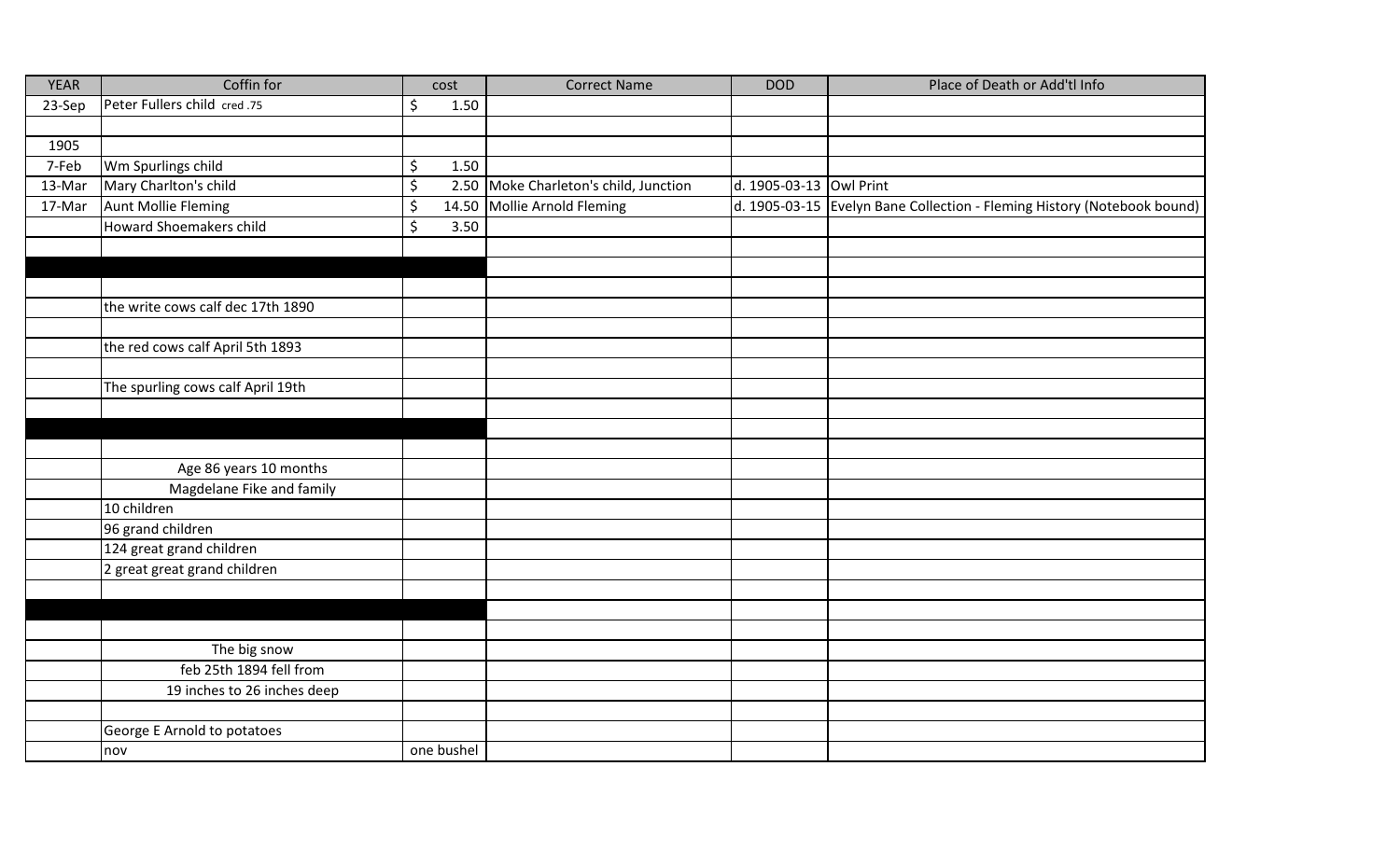| YEAR | Coffin for | cost | Correct Name | DOD | Place of Death or Add'tl Info |
|---|---|---|---|---|---|
| 23-Sep | Peter Fullers child cred .75 | $ 1.50 | | | |
| | | | | | |
| 1905 | | | | | |
| 7-Feb | Wm Spurlings child | $ 1.50 | | | |
| 13-Mar | Mary Charlton's child | $ 2.50 | Moke Charleton's child, Junction | d. 1905-03-13 | Owl Print |
| 17-Mar | Aunt Mollie Fleming | $ 14.50 | Mollie Arnold Fleming | d. 1905-03-15 | Evelyn Bane Collection - Fleming History (Notebook bound) |
| | Howard Shoemakers child | $ 3.50 | | | |
| | | | | | |
| | | | | | |
| | | | | | |
| | the write cows calf dec 17th 1890 | | | | |
| | | | | | |
| | the red cows calf April 5th 1893 | | | | |
| | | | | | |
| | The spurling cows calf April 19th | | | | |
| | | | | | |
| | | | | | |
| | | | | | |
| | Age 86 years 10 months | | | | |
| | Magdelane Fike and family | | | | |
| | 10 children | | | | |
| | 96 grand children | | | | |
| | 124 great grand children | | | | |
| | 2 great great grand children | | | | |
| | | | | | |
| | | | | | |
| | | | | | |
| | The big snow | | | | |
| | feb 25th 1894 fell from | | | | |
| | 19 inches to 26 inches deep | | | | |
| | | | | | |
| | George E Arnold to potatoes | | | | |
| | nov | one bushel | | | |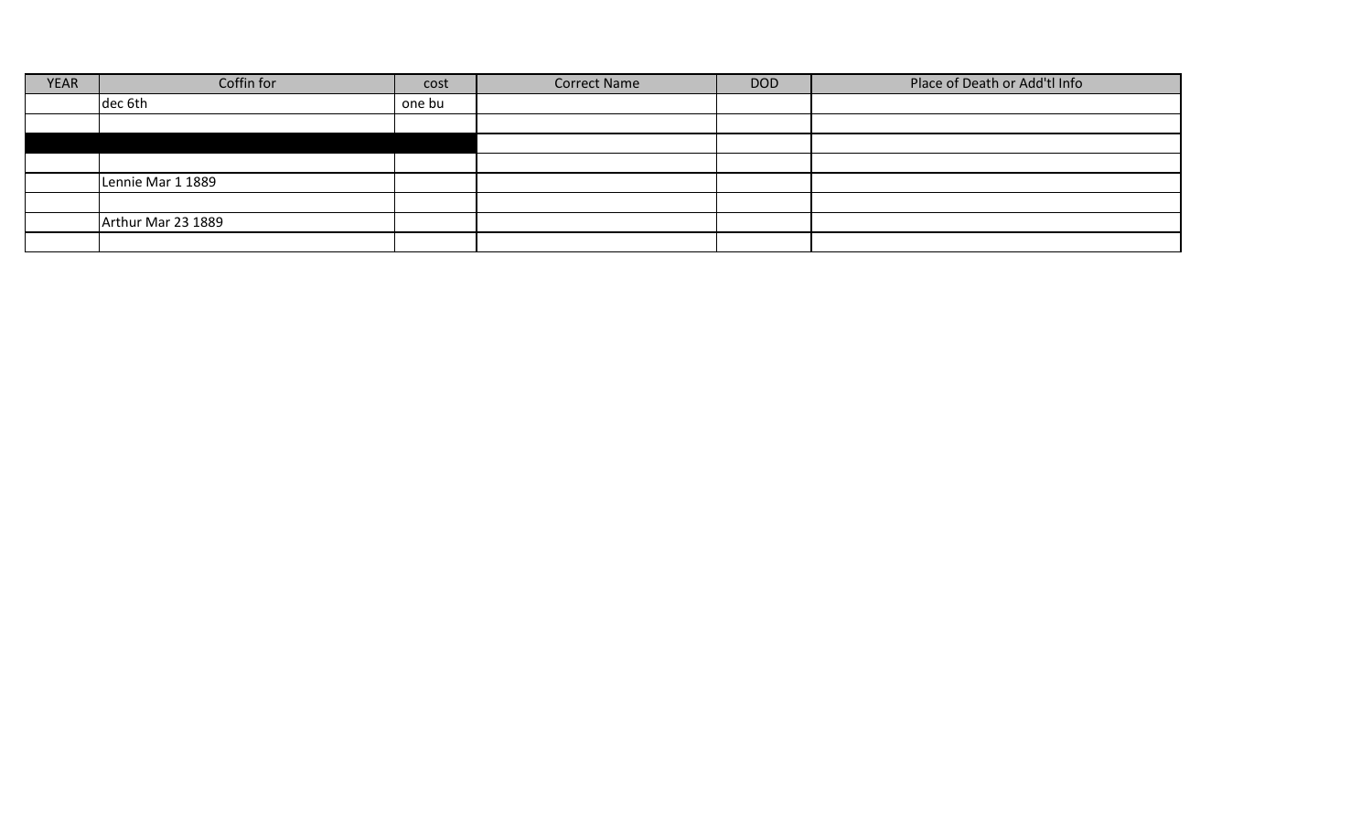| YEAR | Coffin for | cost | Correct Name | DOD | Place of Death or Add'tl Info |
|---|---|---|---|---|---|
| | dec 6th | one bu | | | |
| | | | | | |
| | | | | | |
| | | | | | |
| | Lennie Mar 1 1889 | | | | |
| | | | | | |
| | Arthur Mar 23 1889 | | | | |
| | | | | | |